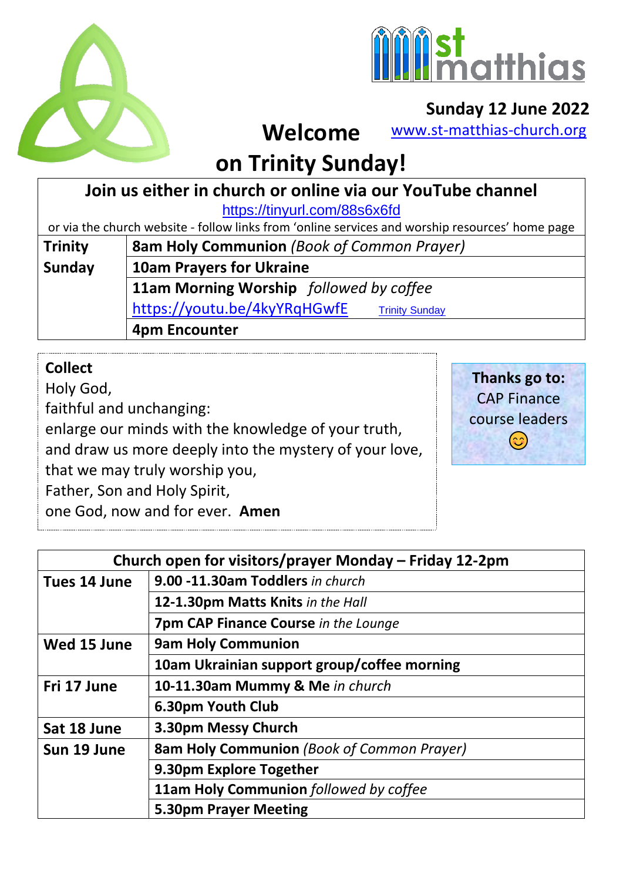st matthias

**Sunday 12 June 2022**

www.st-matthias-church.org

# Welcome on Trinity Sunday!

| Join us either in church or online via our YouTube channel https://tinyurl.com/88s6x6fd or via the church website - follow links from 'online services and worship resources' home page | |
|---|---|
| **Trinity Sunday** | **8am Holy Communion** *(Book of Common Prayer)* |
| | **10am Prayers for Ukraine** |
| | **11am Morning Worship** *followed by coffee* https://youtu.be/4kyYRqHGwfE Trinity Sunday |
| | **4pm Encounter** |

**Collect**

Holy God,
faithful and unchanging:
enlarge our minds with the knowledge of your truth,
and draw us more deeply into the mystery of your love,
that we may truly worship you,
Father, Son and Holy Spirit,
one God, now and for ever. **Amen**

**Thanks go to:**
CAP Finance course leaders 😊

| Church open for visitors/prayer Monday – Friday 12-2pm | |
|---|---|
| **Tues 14 June** | **9.00 -11.30am Toddlers** *in church* |
| | **12-1.30pm Matts Knits** *in the Hall* |
| | **7pm CAP Finance Course** *in the Lounge* |
| **Wed 15 June** | **9am Holy Communion** |
| | **10am Ukrainian support group/coffee morning** |
| **Fri 17 June** | **10-11.30am Mummy & Me** *in church* |
| | **6.30pm Youth Club** |
| **Sat 18 June** | **3.30pm Messy Church** |
| **Sun 19 June** | **8am Holy Communion** *(Book of Common Prayer)* |
| | **9.30pm Explore Together** |
| | **11am Holy Communion** *followed by coffee* |
| | **5.30pm Prayer Meeting** |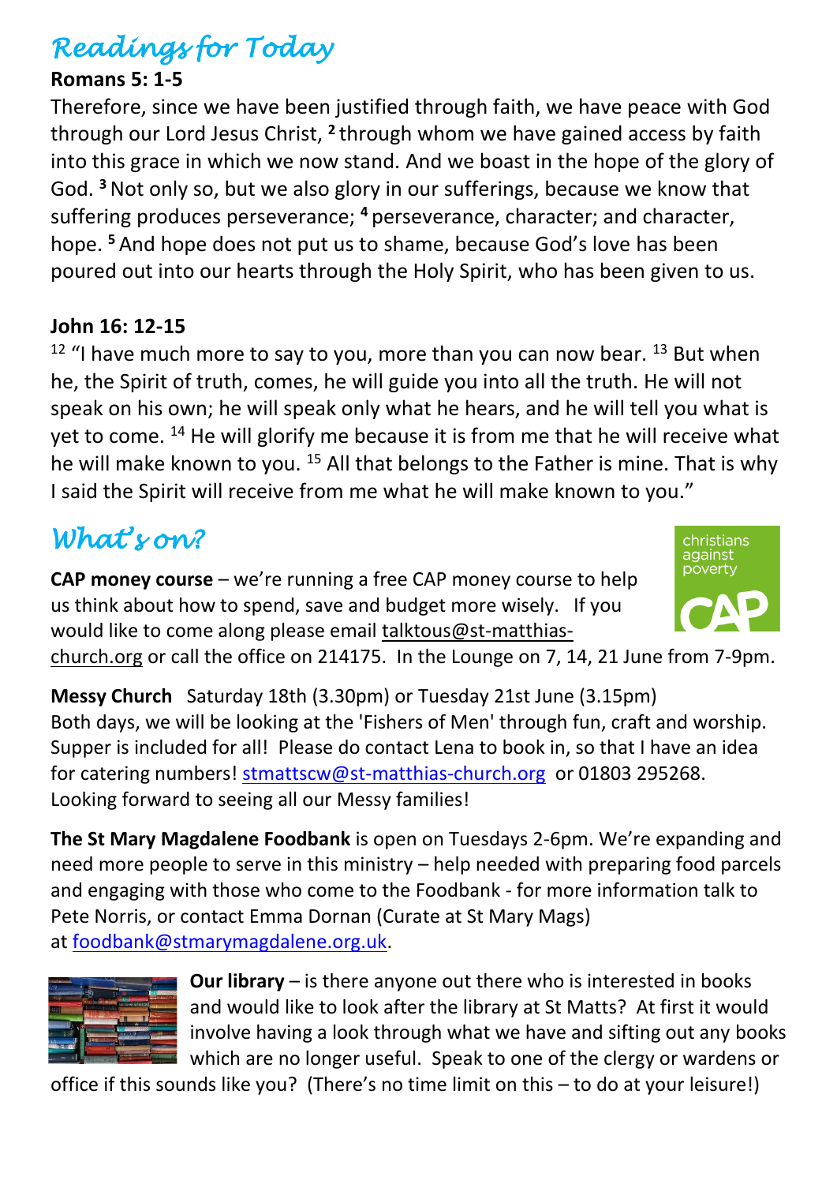# *Readings for Today*

**Romans 5: 1-5**

Therefore, since we have been justified through faith, we have peace with God through our Lord Jesus Christ, **2** through whom we have gained access by faith into this grace in which we now stand. And we boast in the hope of the glory of God. **3** Not only so, but we also glory in our sufferings, because we know that suffering produces perseverance; **4** perseverance, character; and character, hope. **5** And hope does not put us to shame, because God's love has been poured out into our hearts through the Holy Spirit, who has been given to us.

**John 16: 12-15**

12 "I have much more to say to you, more than you can now bear. 13 But when he, the Spirit of truth, comes, he will guide you into all the truth. He will not speak on his own; he will speak only what he hears, and he will tell you what is yet to come. 14 He will glorify me because it is from me that he will receive what he will make known to you. 15 All that belongs to the Father is mine. That is why I said the Spirit will receive from me what he will make known to you."

# *What's on?*

**CAP money course** – we're running a free CAP money course to help us think about how to spend, save and budget more wisely. If you would like to come along please email talktous@st-matthias-church.org or call the office on 214175. In the Lounge on 7, 14, 21 June from 7-9pm.

**Messy Church** Saturday 18th (3.30pm) or Tuesday 21st June (3.15pm)
Both days, we will be looking at the 'Fishers of Men' through fun, craft and worship. Supper is included for all! Please do contact Lena to book in, so that I have an idea for catering numbers! stmattscw@st-matthias-church.org or 01803 295268. Looking forward to seeing all our Messy families!

**The St Mary Magdalene Foodbank** is open on Tuesdays 2-6pm. We're expanding and need more people to serve in this ministry – help needed with preparing food parcels and engaging with those who come to the Foodbank - for more information talk to Pete Norris, or contact Emma Dornan (Curate at St Mary Mags) at foodbank@stmarymagdalene.org.uk.

**Our library** – is there anyone out there who is interested in books and would like to look after the library at St Matts? At first it would involve having a look through what we have and sifting out any books which are no longer useful. Speak to one of the clergy or wardens or office if this sounds like you? (There's no time limit on this – to do at your leisure!)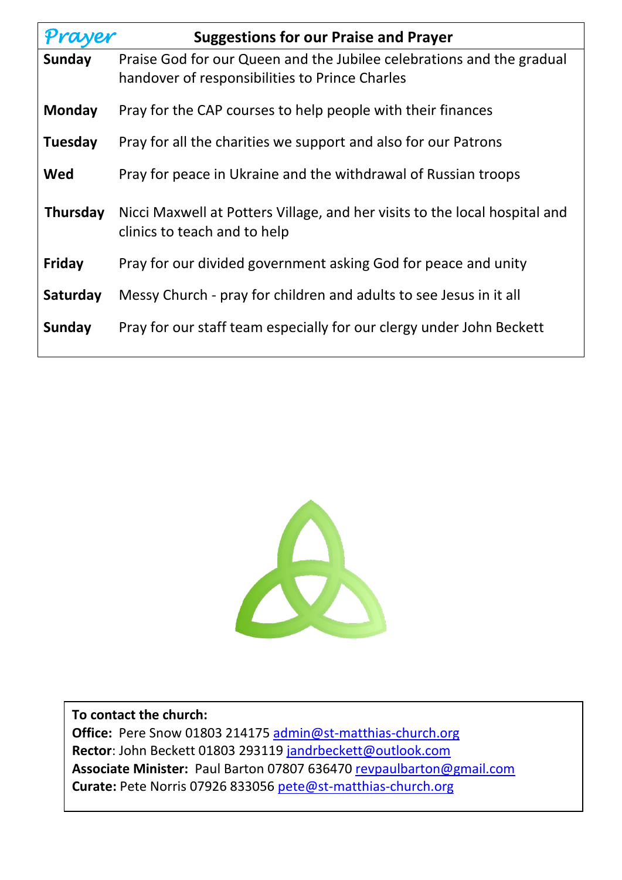| *Prayer* | **Suggestions for our Praise and Prayer** |
|---|---|
| **Sunday** | Praise God for our Queen and the Jubilee celebrations and the gradual handover of responsibilities to Prince Charles |
| **Monday** | Pray for the CAP courses to help people with their finances |
| **Tuesday** | Pray for all the charities we support and also for our Patrons |
| **Wed** | Pray for peace in Ukraine and the withdrawal of Russian troops |
| **Thursday** | Nicci Maxwell at Potters Village, and her visits to the local hospital and clinics to teach and to help |
| **Friday** | Pray for our divided government asking God for peace and unity |
| **Saturday** | Messy Church - pray for children and adults to see Jesus in it all |
| **Sunday** | Pray for our staff team especially for our clergy under John Beckett |

**To contact the church:**
**Office:** Pere Snow 01803 214175 admin@st-matthias-church.org
**Rector**: John Beckett 01803 293119 jandrbeckett@outlook.com
**Associate Minister:** Paul Barton 07807 636470 revpaulbarton@gmail.com
**Curate:** Pete Norris 07926 833056 pete@st-matthias-church.org